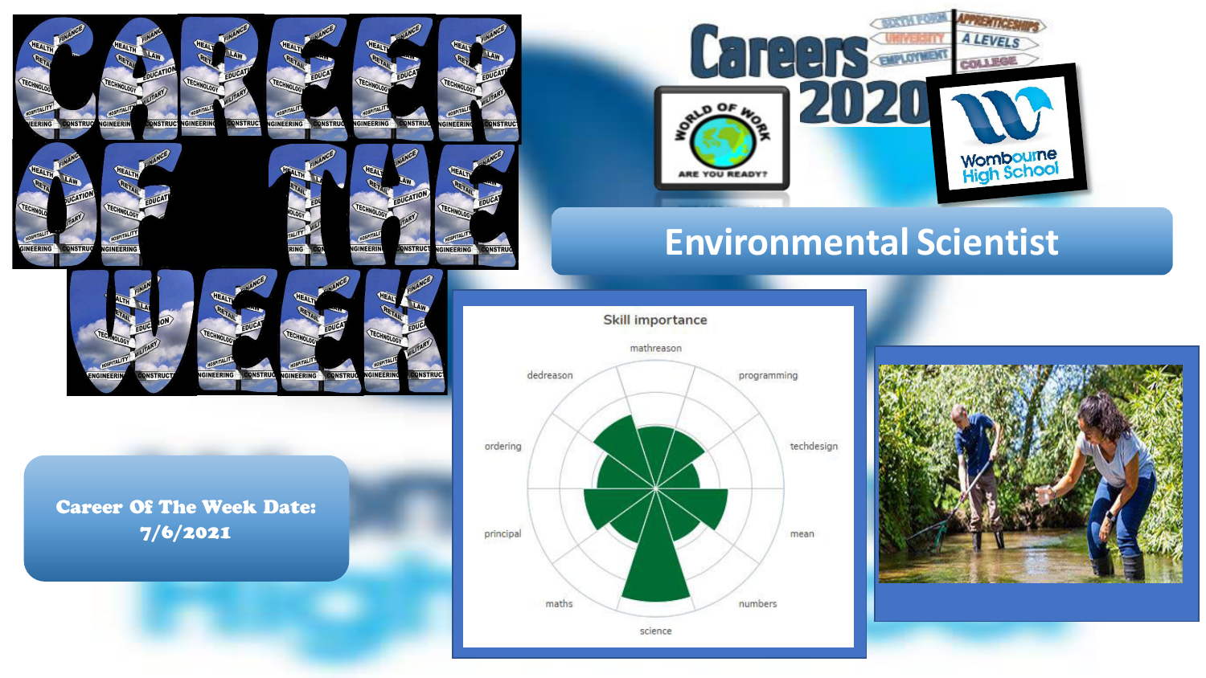# Career Of The Week

Careers 2020

Sixth Form | Apprenticeships | University | A Levels | Employment | College

World of Work — Are You Ready?

Wombourne High School

## Environmental Scientist

**Career Of The Week Date: 7/6/2021**

Skill importance

mathreason
programming
techdesign
mean
numbers
science
maths
principal
ordering
dedreason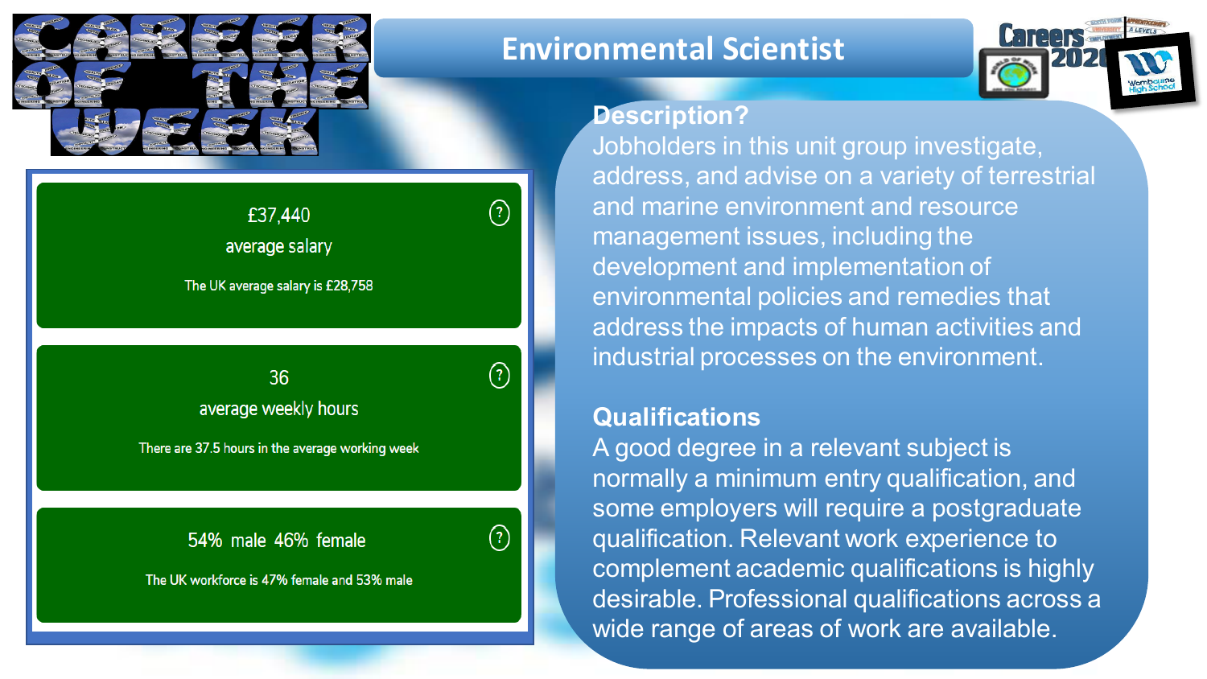# Environmental Scientist

CAREER OF THE WEEK

Careers 2020

£37,440
average salary
The UK average salary is £28,758

36
average weekly hours
There are 37.5 hours in the average working week

54% male 46% female
The UK workforce is 47% female and 53% male

## Description?

Jobholders in this unit group investigate, address, and advise on a variety of terrestrial and marine environment and resource management issues, including the development and implementation of environmental policies and remedies that address the impacts of human activities and industrial processes on the environment.

## Qualifications

A good degree in a relevant subject is normally a minimum entry qualification, and some employers will require a postgraduate qualification. Relevant work experience to complement academic qualifications is highly desirable. Professional qualifications across a wide range of areas of work are available.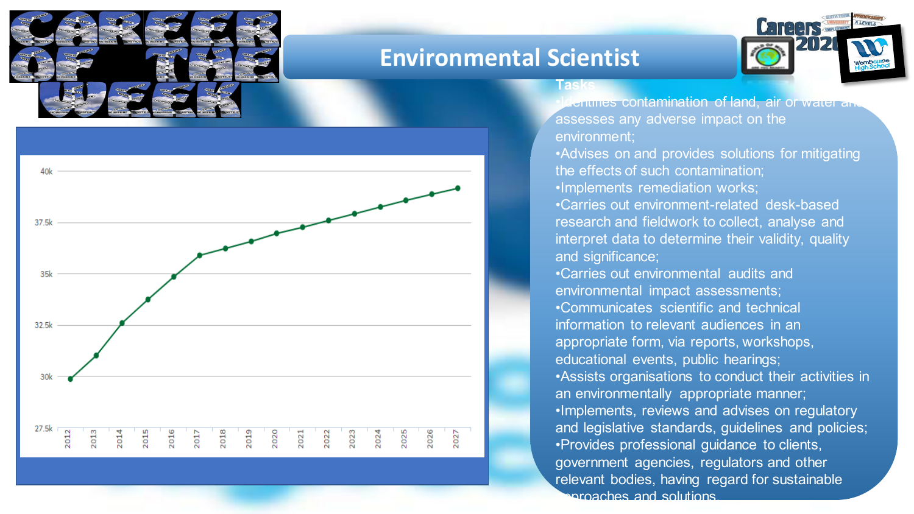# Environmental Scientist

40k
37.5k
35k
32.5k
30k
27.5k

2012
2013
2014
2015
2016
2017
2018
2019
2020
2021
2022
2023
2024
2025
2026
2027

## Tasks

- •Identifies contamination of land, air or water and assesses any adverse impact on the environment;
- •Advises on and provides solutions for mitigating the effects of such contamination;
- •Implements remediation works;
- •Carries out environment-related desk-based research and fieldwork to collect, analyse and interpret data to determine their validity, quality and significance;
- •Carries out environmental audits and environmental impact assessments;
- •Communicates scientific and technical information to relevant audiences in an appropriate form, via reports, workshops, educational events, public hearings;
- •Assists organisations to conduct their activities in an environmentally appropriate manner;
- •Implements, reviews and advises on regulatory and legislative standards, guidelines and policies;
- •Provides professional guidance to clients, government agencies, regulators and other relevant bodies, having regard for sustainable approaches and solutions.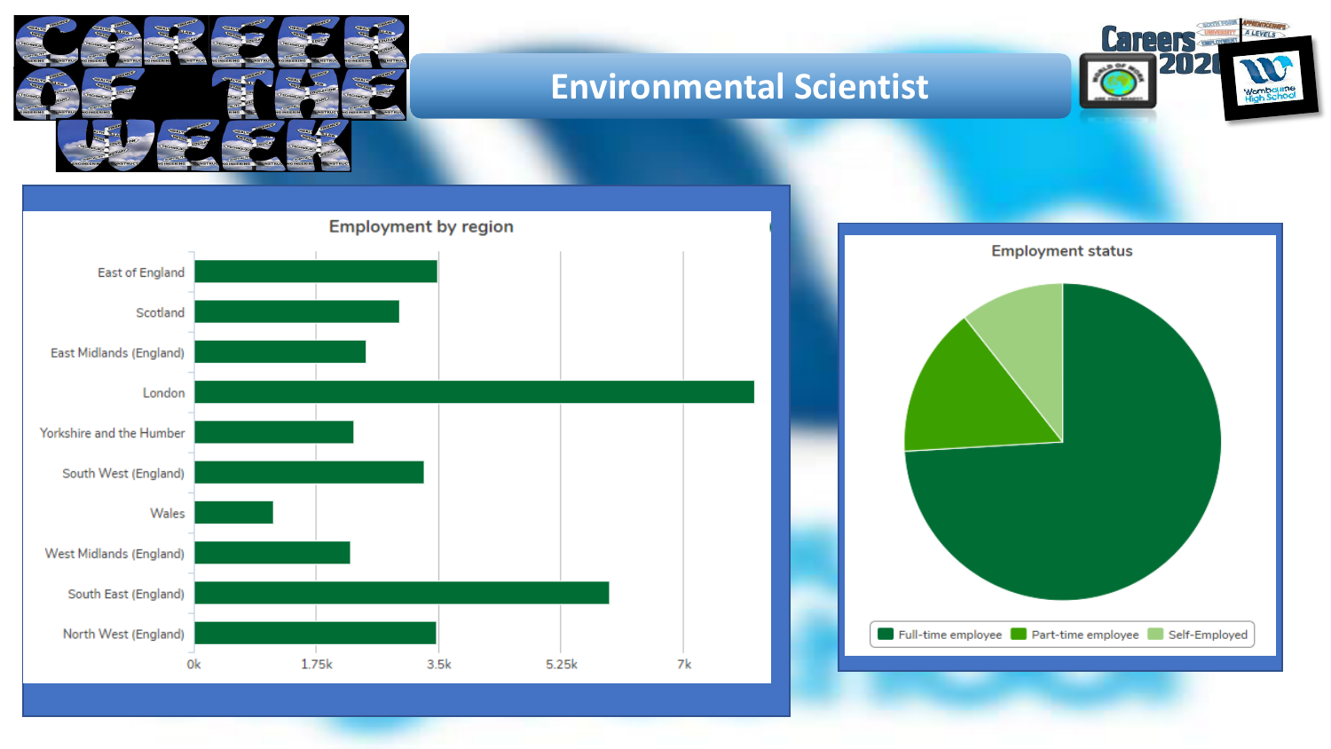# Environmental Scientist

CAREER OF THE WEEK

Careers 2020

## Employment by region

East of England
Scotland
East Midlands (England)
London
Yorkshire and the Humber
South West (England)
Wales
West Midlands (England)
South East (England)
North West (England)

0k
1.75k
3.5k
5.25k
7k

## Employment status

Full-time employee
Part-time employee
Self-Employed